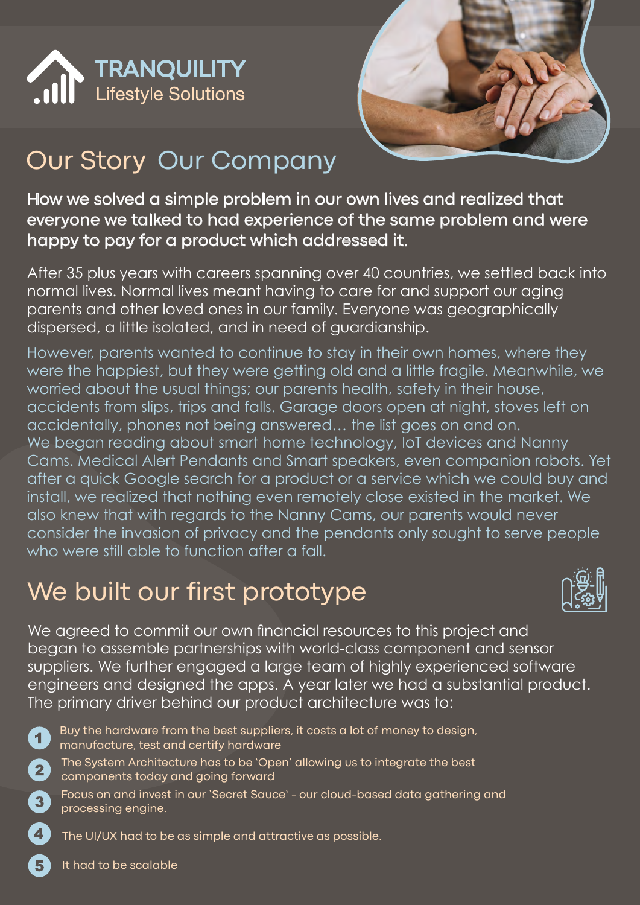**TRANQUILITY**
Lifestyle Solutions

# Our Story Our Company

**How we solved a simple problem in our own lives and realized that everyone we talked to had experience of the same problem and were happy to pay for a product which addressed it.**

After 35 plus years with careers spanning over 40 countries, we settled back into normal lives. Normal lives meant having to care for and support our aging parents and other loved ones in our family. Everyone was geographically dispersed, a little isolated, and in need of guardianship.

However, parents wanted to continue to stay in their own homes, where they were the happiest, but they were getting old and a little fragile. Meanwhile, we worried about the usual things; our parents health, safety in their house, accidents from slips, trips and falls. Garage doors open at night, stoves left on accidentally, phones not being answered… the list goes on and on.
We began reading about smart home technology, IoT devices and Nanny Cams. Medical Alert Pendants and Smart speakers, even companion robots. Yet after a quick Google search for a product or a service which we could buy and install, we realized that nothing even remotely close existed in the market. We also knew that with regards to the Nanny Cams, our parents would never consider the invasion of privacy and the pendants only sought to serve people who were still able to function after a fall.

## We built our first prototype

We agreed to commit our own financial resources to this project and began to assemble partnerships with world-class component and sensor suppliers. We further engaged a large team of highly experienced software engineers and designed the apps. A year later we had a substantial product. The primary driver behind our product architecture was to:

1. Buy the hardware from the best suppliers, it costs a lot of money to design, manufacture, test and certify hardware
2. The System Architecture has to be 'Open' allowing us to integrate the best components today and going forward
3. Focus on and invest in our 'Secret Sauce' - our cloud-based data gathering and processing engine.
4. The UI/UX had to be as simple and attractive as possible.
5. It had to be scalable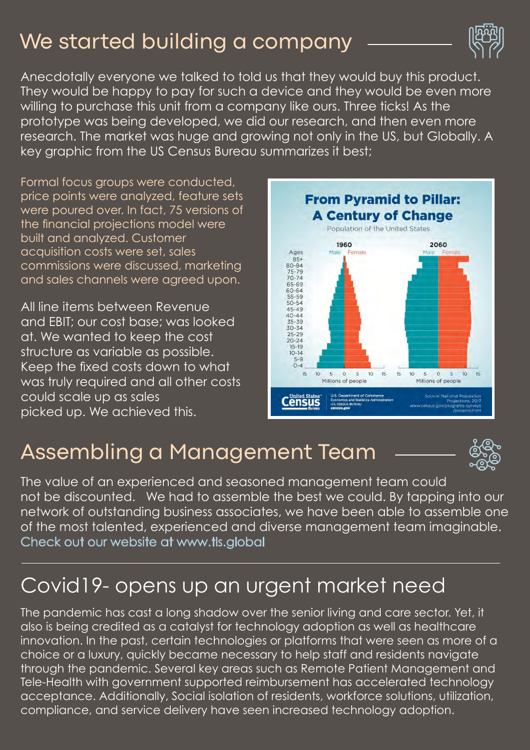## We started building a company

Anecdotally everyone we talked to told us that they would buy this product. They would be happy to pay for such a device and they would be even more willing to purchase this unit from a company like ours. Three ticks! As the prototype was being developed, we did our research, and then even more research. The market was huge and growing not only in the US, but Globally. A key graphic from the US Census Bureau summarizes it best;

Formal focus groups were conducted, price points were analyzed, feature sets were poured over. In fact, 75 versions of the financial projections model were built and analyzed. Customer acquisition costs were set, sales commissions were discussed, marketing and sales channels were agreed upon.

All line items between Revenue and EBIT; our cost base; was looked at. We wanted to keep the cost structure as variable as possible. Keep the fixed costs down to what was truly required and all other costs could scale up as sales picked up. We achieved this.

## Assembling a Management Team

The value of an experienced and seasoned management team could not be discounted. We had to assemble the best we could. By tapping into our network of outstanding business associates, we have been able to assemble one of the most talented, experienced and diverse management team imaginable. Check out our website at www.tls.global

## Covid19- opens up an urgent market need

The pandemic has cast a long shadow over the senior living and care sector. Yet, it also is being credited as a catalyst for technology adoption as well as healthcare innovation. In the past, certain technologies or platforms that were seen as more of a choice or a luxury, quickly became necessary to help staff and residents navigate through the pandemic. Several key areas such as Remote Patient Management and Tele-Health with government supported reimbursement has accelerated technology acceptance. Additionally, Social isolation of residents, workforce solutions, utilization, compliance, and service delivery have seen increased technology adoption.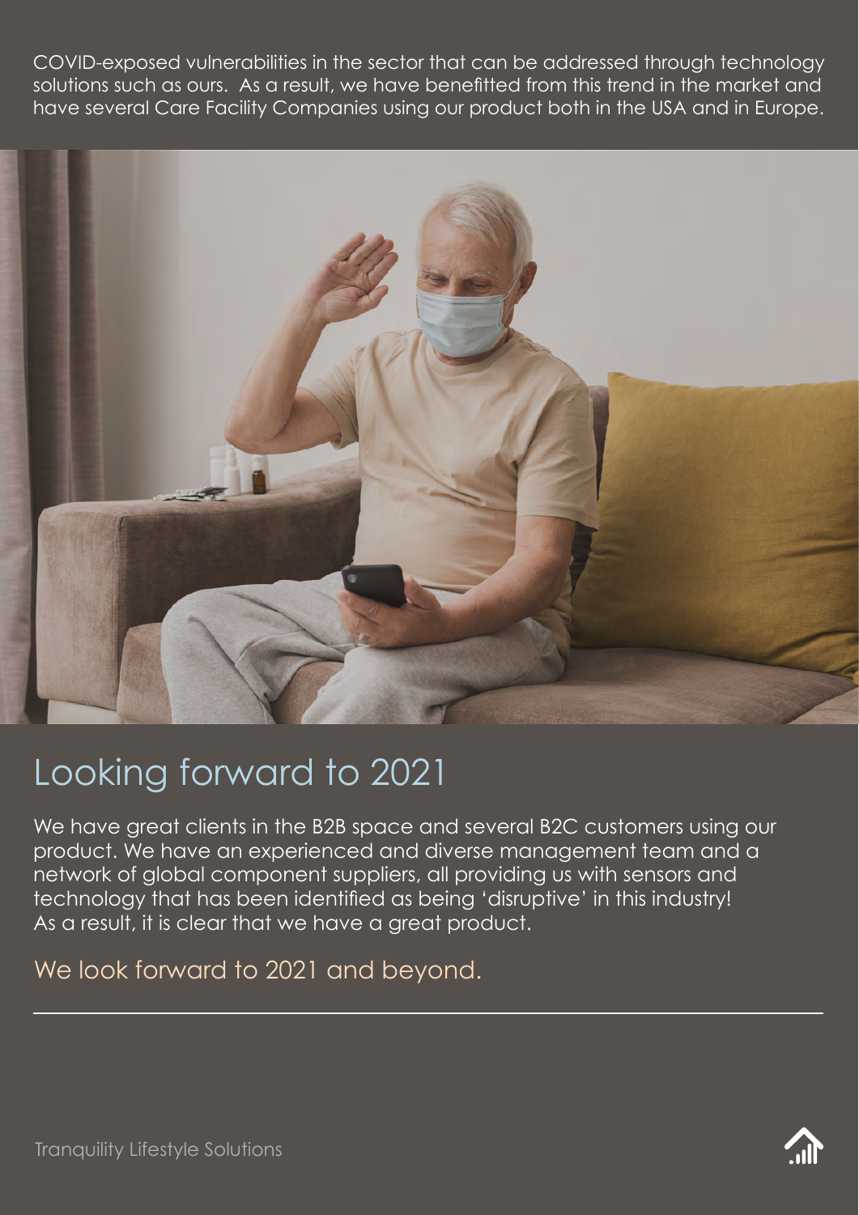COVID-exposed vulnerabilities in the sector that can be addressed through technology solutions such as ours. As a result, we have benefitted from this trend in the market and have several Care Facility Companies using our product both in the USA and in Europe.

## Looking forward to 2021

We have great clients in the B2B space and several B2C customers using our product. We have an experienced and diverse management team and a network of global component suppliers, all providing us with sensors and technology that has been identified as being 'disruptive' in this industry! As a result, it is clear that we have a great product.

We look forward to 2021 and beyond.